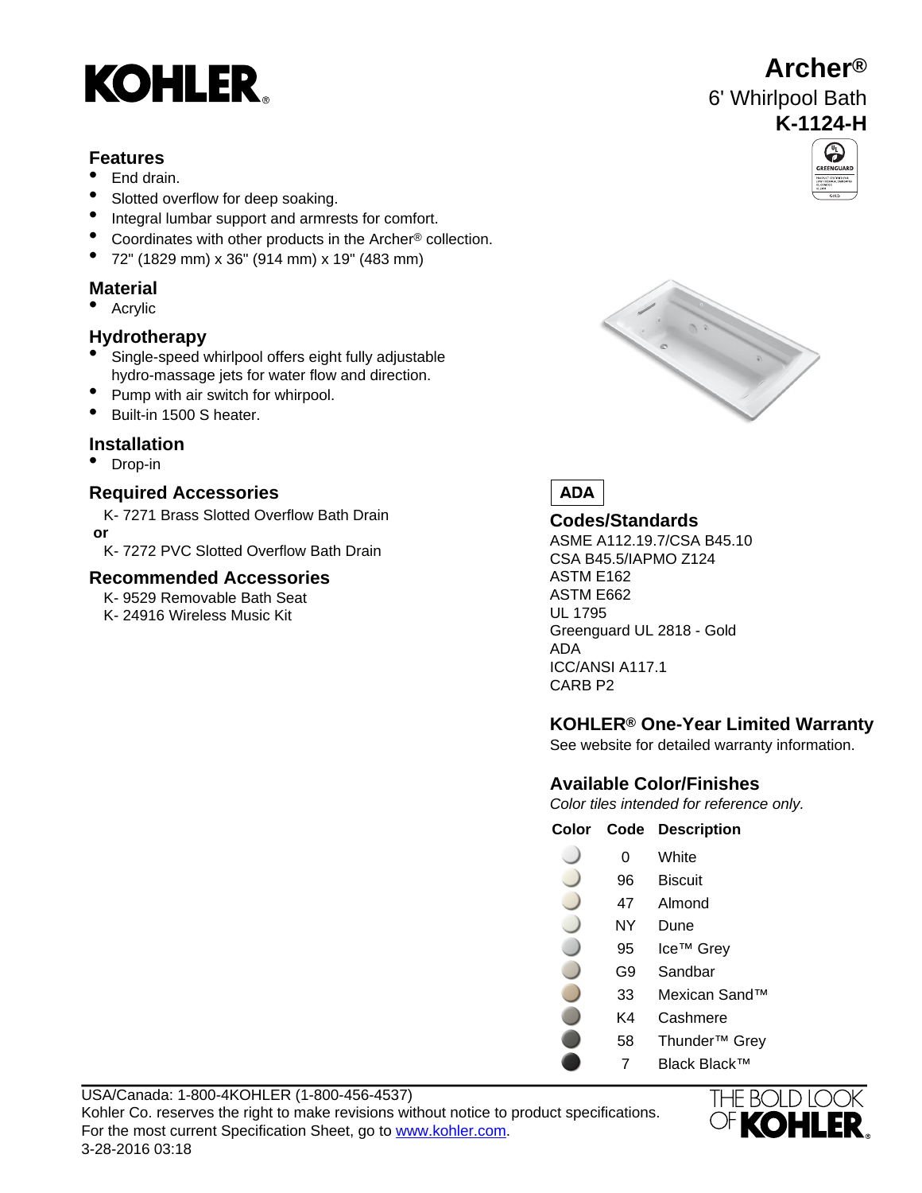KOHLER®

# Archer®

## 6' Whirlpool Bath

## K-1124-H

### Features

- End drain.
- Slotted overflow for deep soaking.
- Integral lumbar support and armrests for comfort.
- Coordinates with other products in the Archer® collection.
- 72" (1829 mm) x 36" (914 mm) x 19" (483 mm)

### Material

- Acrylic

### Hydrotherapy

- Single-speed whirlpool offers eight fully adjustable hydro-massage jets for water flow and direction.
- Pump with air switch for whirpool.
- Built-in 1500 S heater.

### Installation

- Drop-in

### Required Accessories

K- 7271 Brass Slotted Overflow Bath Drain

**or**

K- 7272 PVC Slotted Overflow Bath Drain

### Recommended Accessories

K- 9529 Removable Bath Seat

K- 24916 Wireless Music Kit

**ADA**

### Codes/Standards

ASME A112.19.7/CSA B45.10
CSA B45.5/IAPMO Z124
ASTM E162
ASTM E662
UL 1795
Greenguard UL 2818 - Gold
ADA
ICC/ANSI A117.1
CARB P2

### KOHLER® One-Year Limited Warranty

See website for detailed warranty information.

### Available Color/Finishes

*Color tiles intended for reference only.*

| Color | Code | Description |
|---|---|---|
| | 0 | White |
| | 96 | Biscuit |
| | 47 | Almond |
| | NY | Dune |
| | 95 | Ice™ Grey |
| | G9 | Sandbar |
| | 33 | Mexican Sand™ |
| | K4 | Cashmere |
| | 58 | Thunder™ Grey |
| | 7 | Black Black™ |

USA/Canada: 1-800-4KOHLER (1-800-456-4537)
Kohler Co. reserves the right to make revisions without notice to product specifications.
For the most current Specification Sheet, go to www.kohler.com.
3-28-2016 03:18

THE BOLD LOOK OF KOHLER®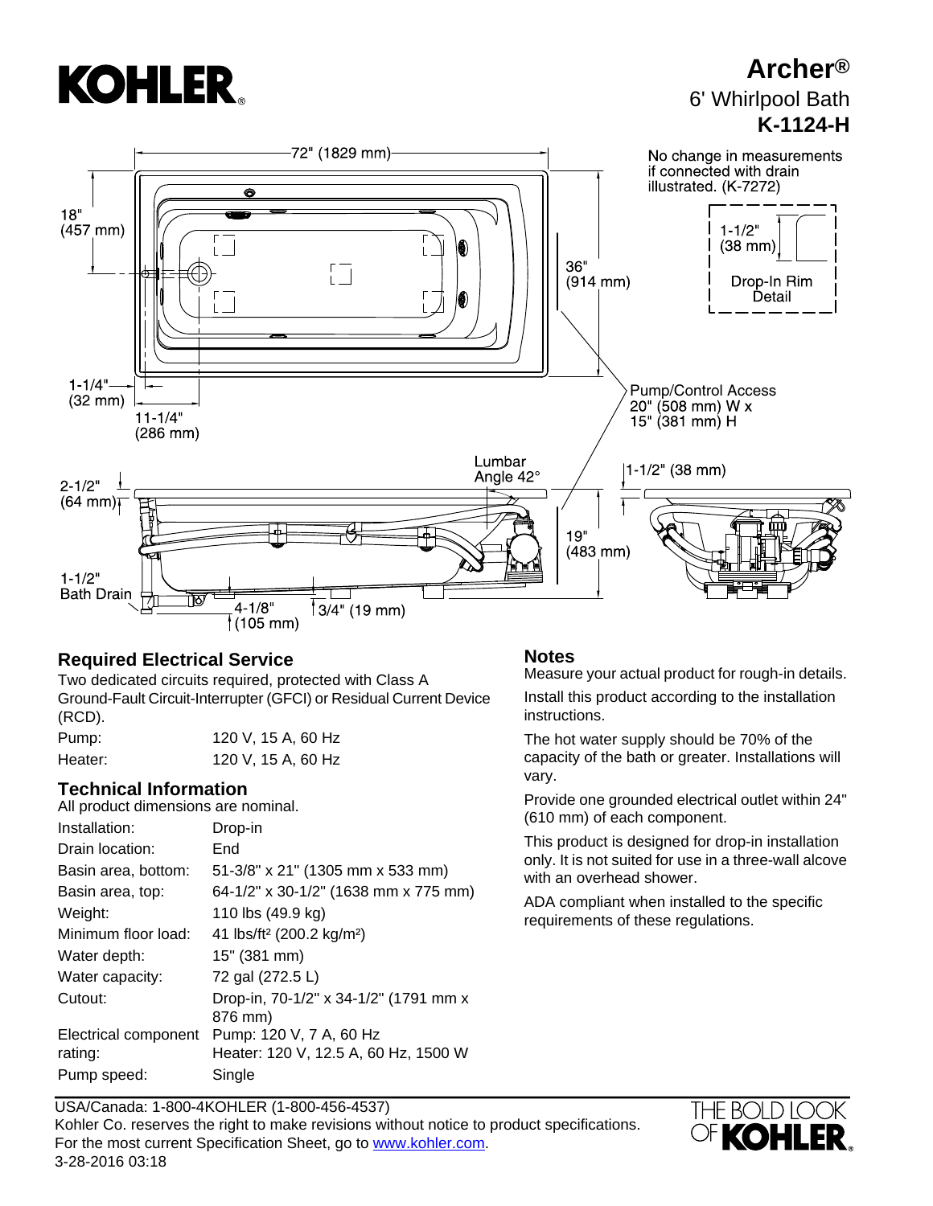KOHLER

# Archer®

6' Whirlpool Bath

**K-1124-H**

72" (1829 mm)

No change in measurements if connected with drain illustrated. (K-7272)

18" (457 mm)

36" (914 mm)

1-1/2" (38 mm)

Drop-In Rim Detail

1-1/4" (32 mm)

11-1/4" (286 mm)

Pump/Control Access 20" (508 mm) W x 15" (381 mm) H

Lumbar Angle 42°

1-1/2" (38 mm)

2-1/2" (64 mm)

19" (483 mm)

1-1/2" Bath Drain

4-1/8" (105 mm)

3/4" (19 mm)

## Required Electrical Service

Two dedicated circuits required, protected with Class A Ground-Fault Circuit-Interrupter (GFCI) or Residual Current Device (RCD).

| | |
|---|---|
| Pump: | 120 V, 15 A, 60 Hz |
| Heater: | 120 V, 15 A, 60 Hz |

## Technical Information

All product dimensions are nominal.

| | |
|---|---|
| Installation: | Drop-in |
| Drain location: | End |
| Basin area, bottom: | 51-3/8" x 21" (1305 mm x 533 mm) |
| Basin area, top: | 64-1/2" x 30-1/2" (1638 mm x 775 mm) |
| Weight: | 110 lbs (49.9 kg) |
| Minimum floor load: | 41 lbs/ft² (200.2 kg/m²) |
| Water depth: | 15" (381 mm) |
| Water capacity: | 72 gal (272.5 L) |
| Cutout: | Drop-in, 70-1/2" x 34-1/2" (1791 mm x 876 mm) |
| Electrical component rating: | Pump: 120 V, 7 A, 60 Hz<br>Heater: 120 V, 12.5 A, 60 Hz, 1500 W |
| Pump speed: | Single |

## Notes

Measure your actual product for rough-in details.

Install this product according to the installation instructions.

The hot water supply should be 70% of the capacity of the bath or greater. Installations will vary.

Provide one grounded electrical outlet within 24" (610 mm) of each component.

This product is designed for drop-in installation only. It is not suited for use in a three-wall alcove with an overhead shower.

ADA compliant when installed to the specific requirements of these regulations.

USA/Canada: 1-800-4KOHLER (1-800-456-4537)
Kohler Co. reserves the right to make revisions without notice to product specifications.
For the most current Specification Sheet, go to www.kohler.com.
3-28-2016 03:18

THE BOLD LOOK OF KOHLER.